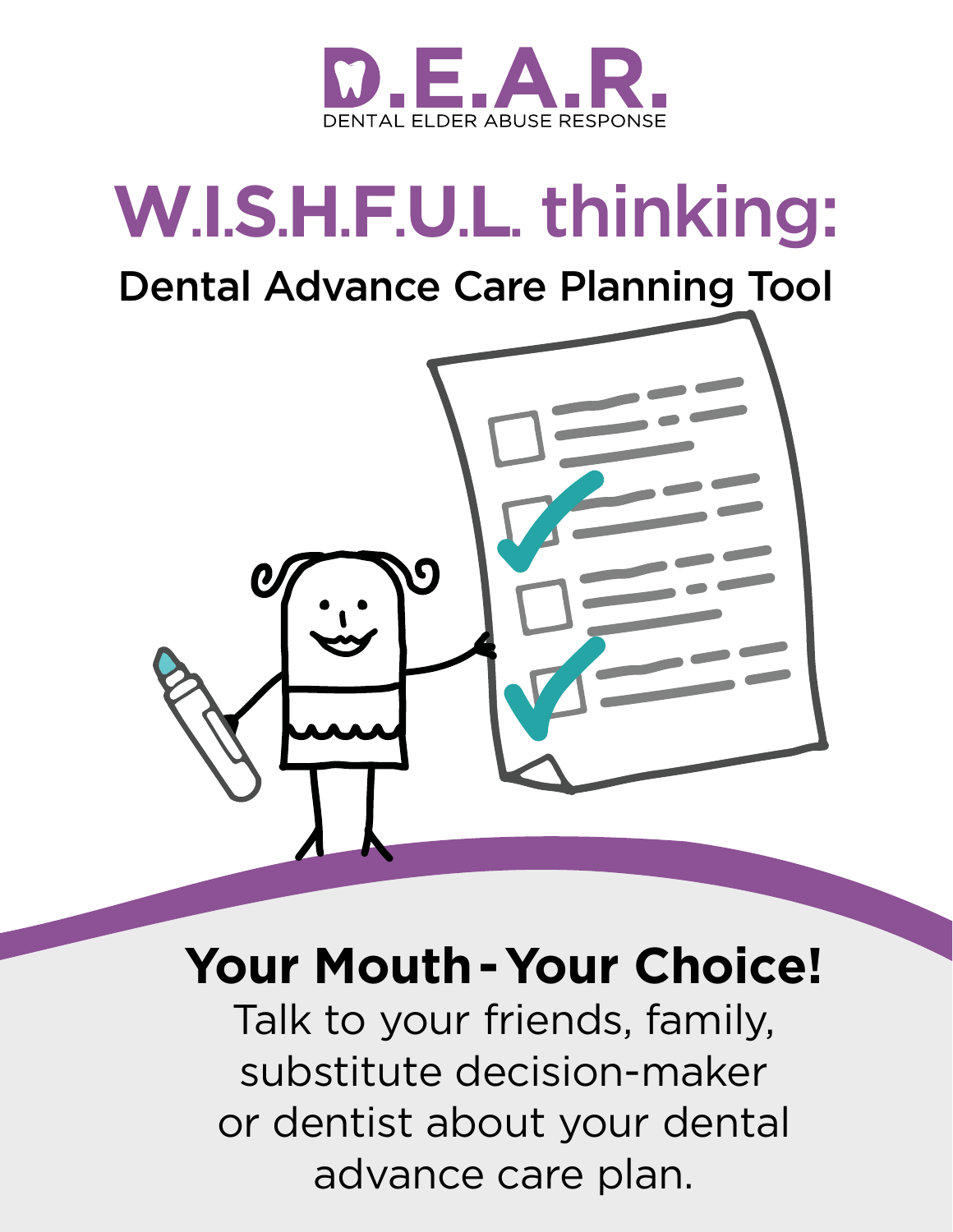D.E.A.R.

DENTAL ELDER ABUSE RESPONSE

# W.I.S.H.F.U.L. thinking:

## Dental Advance Care Planning Tool

**Your Mouth - Your Choice!**

Talk to your friends, family, substitute decision-maker or dentist about your dental advance care plan.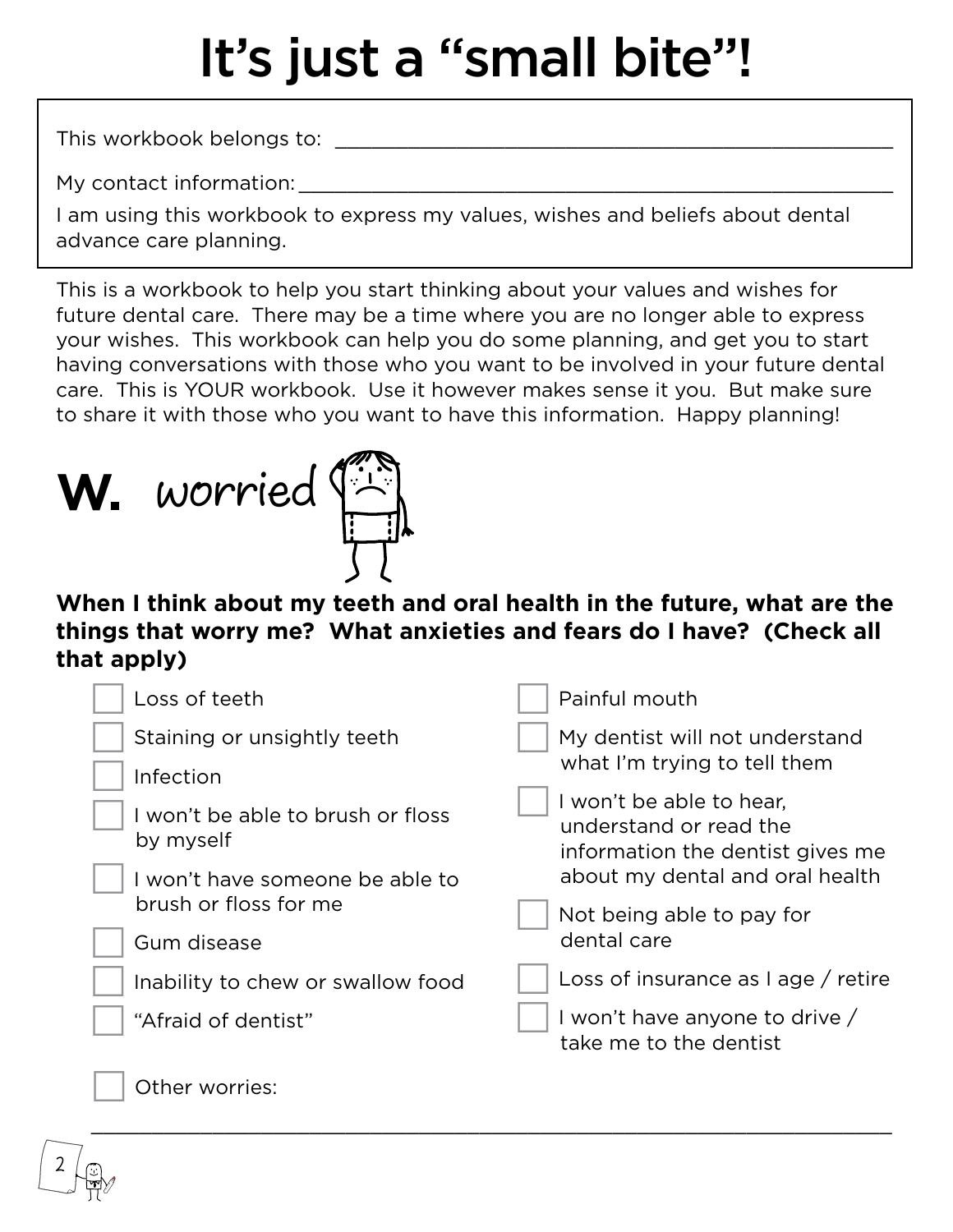# It's just a "small bite"!

This workbook belongs to: ___________________________________________

My contact information: ___________________________________________

I am using this workbook to express my values, wishes and beliefs about dental advance care planning.

This is a workbook to help you start thinking about your values and wishes for future dental care. There may be a time where you are no longer able to express your wishes. This workbook can help you do some planning, and get you to start having conversations with those who you want to be involved in your future dental care. This is YOUR workbook. Use it however makes sense it you. But make sure to share it with those who you want to have this information. Happy planning!

## W. worried

**When I think about my teeth and oral health in the future, what are the things that worry me? What anxieties and fears do I have? (Check all that apply)**

- [ ] Loss of teeth
- [ ] Staining or unsightly teeth
- [ ] Infection
- [ ] I won't be able to brush or floss by myself
- [ ] I won't have someone be able to brush or floss for me
- [ ] Gum disease
- [ ] Inability to chew or swallow food
- [ ] "Afraid of dentist"
- [ ] Painful mouth
- [ ] My dentist will not understand what I'm trying to tell them
- [ ] I won't be able to hear, understand or read the information the dentist gives me about my dental and oral health
- [ ] Not being able to pay for dental care
- [ ] Loss of insurance as I age / retire
- [ ] I won't have anyone to drive / take me to the dentist
- [ ] Other worries:

___________________________________________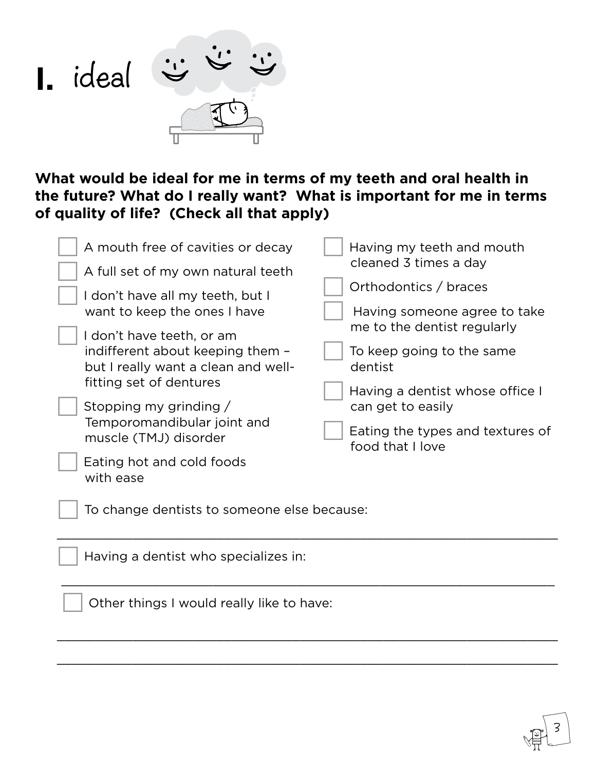# I. ideal

**What would be ideal for me in terms of my teeth and oral health in the future? What do I really want? What is important for me in terms of quality of life? (Check all that apply)**

- ☐ A mouth free of cavities or decay
- ☐ A full set of my own natural teeth
- ☐ I don't have all my teeth, but I want to keep the ones I have
- ☐ I don't have teeth, or am indifferent about keeping them – but I really want a clean and well-fitting set of dentures
- ☐ Stopping my grinding / Temporomandibular joint and muscle (TMJ) disorder
- ☐ Eating hot and cold foods with ease
- ☐ Having my teeth and mouth cleaned 3 times a day
- ☐ Orthodontics / braces
- ☐ Having someone agree to take me to the dentist regularly
- ☐ To keep going to the same dentist
- ☐ Having a dentist whose office I can get to easily
- ☐ Eating the types and textures of food that I love

☐ To change dentists to someone else because:

_______________________________________________________________

☐ Having a dentist who specializes in:

_______________________________________________________________

☐ Other things I would really like to have:

_______________________________________________________________

_______________________________________________________________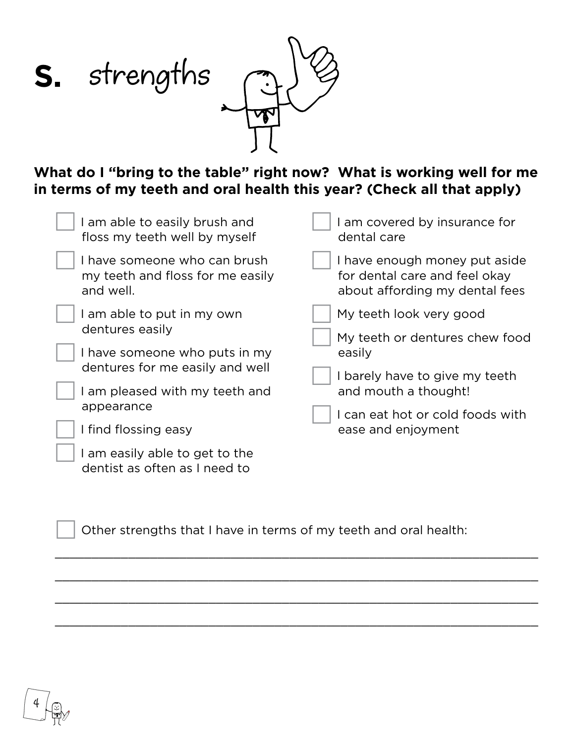# S. strengths

**What do I "bring to the table" right now? What is working well for me in terms of my teeth and oral health this year? (Check all that apply)**

- [ ] I am able to easily brush and floss my teeth well by myself
- [ ] I have someone who can brush my teeth and floss for me easily and well.
- [ ] I am able to put in my own dentures easily
- [ ] I have someone who puts in my dentures for me easily and well
- [ ] I am pleased with my teeth and appearance
- [ ] I find flossing easy
- [ ] I am easily able to get to the dentist as often as I need to
- [ ] I am covered by insurance for dental care
- [ ] I have enough money put aside for dental care and feel okay about affording my dental fees
- [ ] My teeth look very good
- [ ] My teeth or dentures chew food easily
- [ ] I barely have to give my teeth and mouth a thought!
- [ ] I can eat hot or cold foods with ease and enjoyment

- [ ] Other strengths that I have in terms of my teeth and oral health:

______________________________________________________________________

______________________________________________________________________

______________________________________________________________________

______________________________________________________________________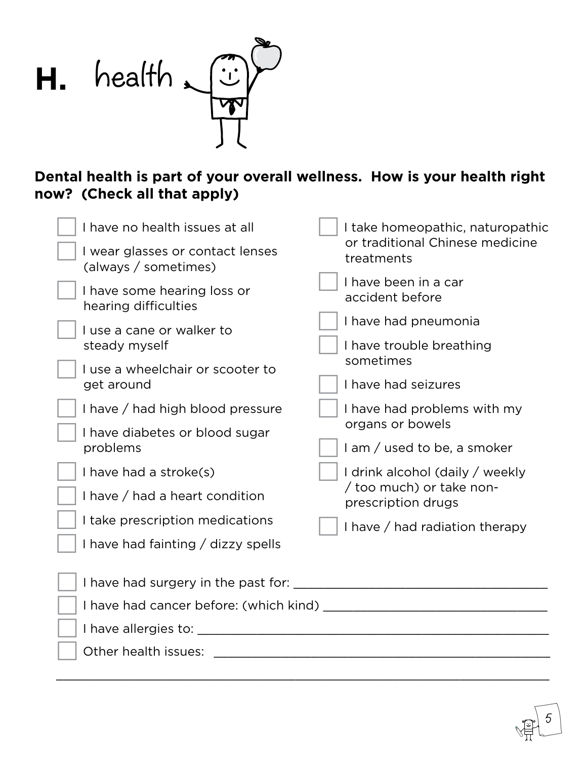# H. health

**Dental health is part of your overall wellness. How is your health right now? (Check all that apply)**

- ☐ I have no health issues at all
- ☐ I wear glasses or contact lenses (always / sometimes)
- ☐ I have some hearing loss or hearing difficulties
- ☐ I use a cane or walker to steady myself
- ☐ I use a wheelchair or scooter to get around
- ☐ I have / had high blood pressure
- ☐ I have diabetes or blood sugar problems
- ☐ I have had a stroke(s)
- ☐ I have / had a heart condition
- ☐ I take prescription medications
- ☐ I have had fainting / dizzy spells
- ☐ I take homeopathic, naturopathic or traditional Chinese medicine treatments
- ☐ I have been in a car accident before
- ☐ I have had pneumonia
- ☐ I have trouble breathing sometimes
- ☐ I have had seizures
- ☐ I have had problems with my organs or bowels
- ☐ I am / used to be, a smoker
- ☐ I drink alcohol (daily / weekly / too much) or take non-prescription drugs
- ☐ I have / had radiation therapy

- ☐ I have had surgery in the past for: ____________________________________
- ☐ I have had cancer before: (which kind) ________________________________
- ☐ I have allergies to: ______________________________________________
- ☐ Other health issues: ______________________________________________

_______________________________________________________________________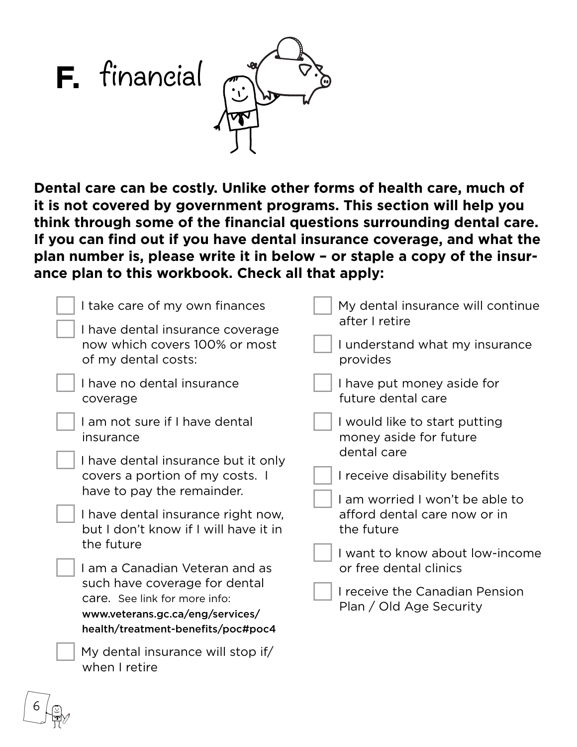# F. financial

**Dental care can be costly. Unlike other forms of health care, much of it is not covered by government programs. This section will help you think through some of the financial questions surrounding dental care. If you can find out if you have dental insurance coverage, and what the plan number is, please write it in below – or staple a copy of the insurance plan to this workbook. Check all that apply:**

- [ ] I take care of my own finances
- [ ] I have dental insurance coverage now which covers 100% or most of my dental costs:
- [ ] I have no dental insurance coverage
- [ ] I am not sure if I have dental insurance
- [ ] I have dental insurance but it only covers a portion of my costs. I have to pay the remainder.
- [ ] I have dental insurance right now, but I don't know if I will have it in the future
- [ ] I am a Canadian Veteran and as such have coverage for dental care. See link for more info: **www.veterans.gc.ca/eng/services/health/treatment-benefits/poc#poc4**
- [ ] My dental insurance will stop if/when I retire
- [ ] My dental insurance will continue after I retire
- [ ] I understand what my insurance provides
- [ ] I have put money aside for future dental care
- [ ] I would like to start putting money aside for future dental care
- [ ] I receive disability benefits
- [ ] I am worried I won't be able to afford dental care now or in the future
- [ ] I want to know about low-income or free dental clinics
- [ ] I receive the Canadian Pension Plan / Old Age Security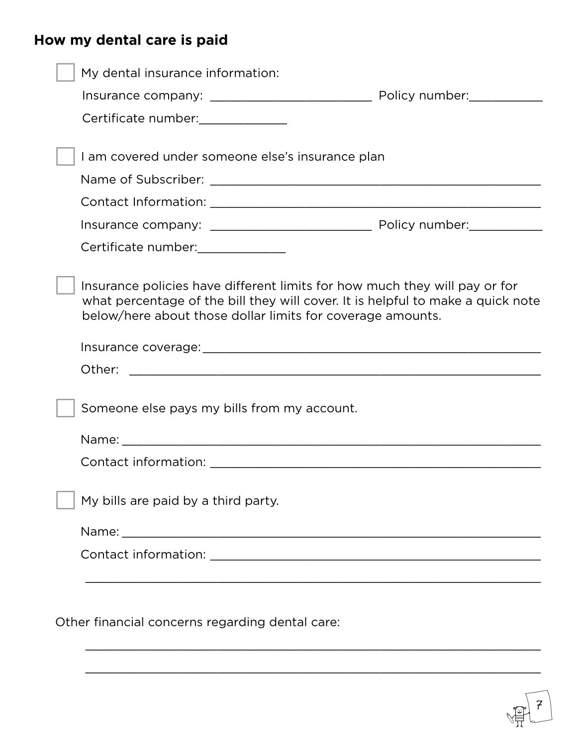## How my dental care is paid

☐ My dental insurance information:

Insurance company: ________________________ Policy number:___________

Certificate number:_____________

☐ I am covered under someone else's insurance plan

Name of Subscriber: ______________________________________________

Contact Information: ______________________________________________

Insurance company: ________________________ Policy number:___________

Certificate number:_____________

☐ Insurance policies have different limits for how much they will pay or for what percentage of the bill they will cover. It is helpful to make a quick note below/here about those dollar limits for coverage amounts.

Insurance coverage:______________________________________________

Other: ______________________________________________

☐ Someone else pays my bills from my account.

Name: ______________________________________________

Contact information: ______________________________________________

☐ My bills are paid by a third party.

Name: ______________________________________________

Contact information: ______________________________________________

______________________________________________

Other financial concerns regarding dental care:

______________________________________________

______________________________________________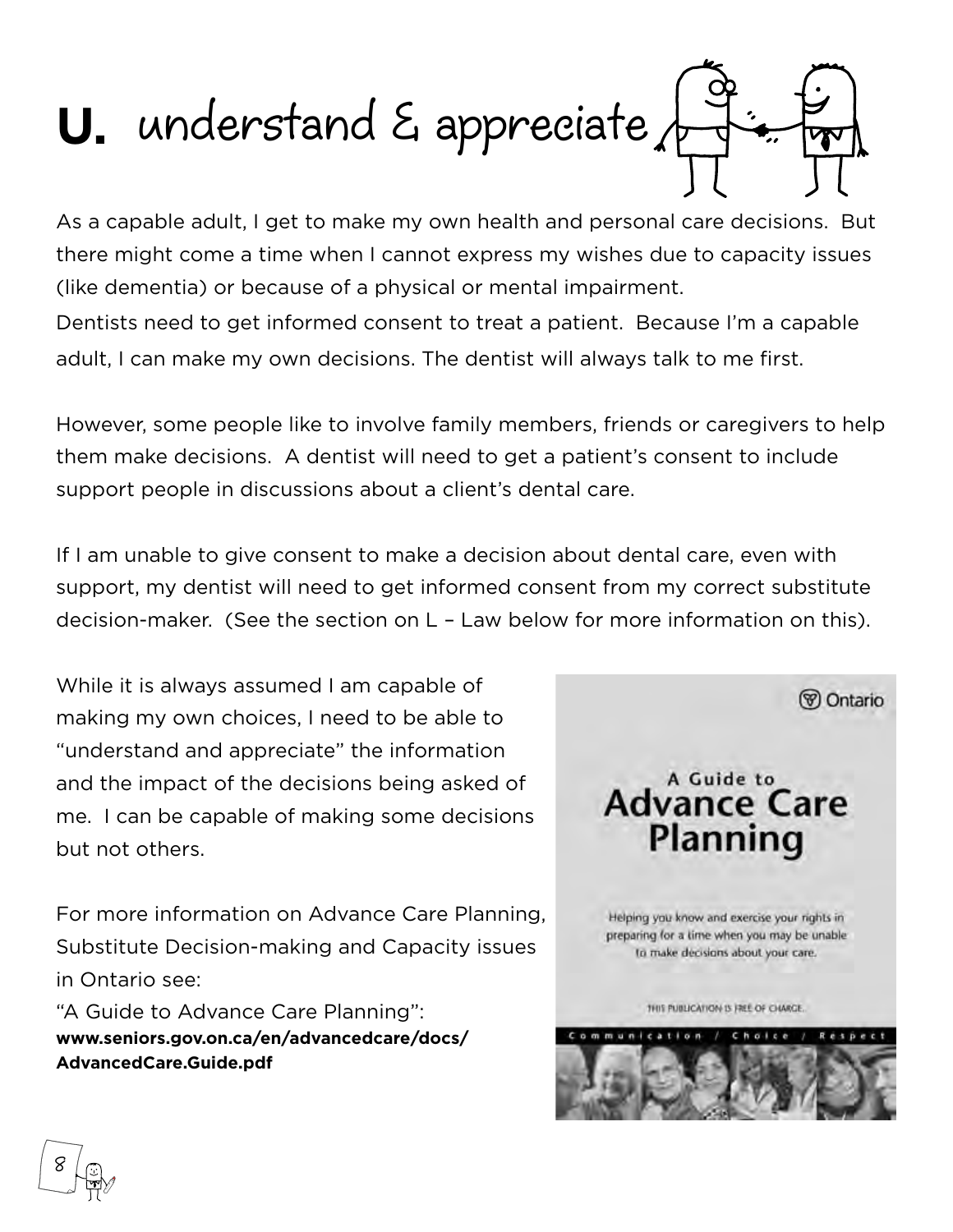# U. understand & appreciate

As a capable adult, I get to make my own health and personal care decisions. But there might come a time when I cannot express my wishes due to capacity issues (like dementia) or because of a physical or mental impairment.

Dentists need to get informed consent to treat a patient. Because I'm a capable adult, I can make my own decisions. The dentist will always talk to me first.

However, some people like to involve family members, friends or caregivers to help them make decisions. A dentist will need to get a patient's consent to include support people in discussions about a client's dental care.

If I am unable to give consent to make a decision about dental care, even with support, my dentist will need to get informed consent from my correct substitute decision-maker. (See the section on L – Law below for more information on this).

While it is always assumed I am capable of making my own choices, I need to be able to "understand and appreciate" the information and the impact of the decisions being asked of me. I can be capable of making some decisions but not others.

For more information on Advance Care Planning, Substitute Decision-making and Capacity issues in Ontario see:

"A Guide to Advance Care Planning":
**www.seniors.gov.on.ca/en/advancedcare/docs/AdvancedCare.Guide.pdf**

Ontario

A Guide to
**Advance Care Planning**

Helping you know and exercise your rights in preparing for a time when you may be unable to make decisions about your care.

THIS PUBLICATION IS FREE OF CHARGE.

Communication / Choice / Respect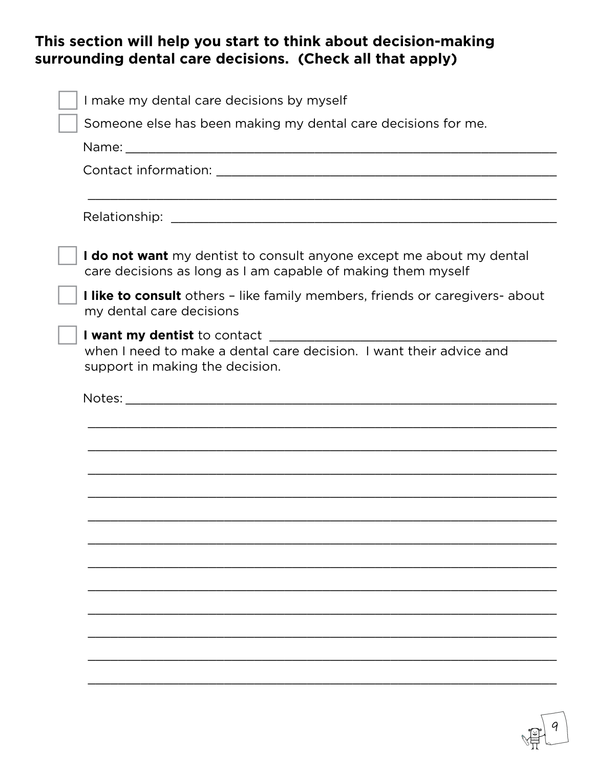**This section will help you start to think about decision-making surrounding dental care decisions. (Check all that apply)**

- [ ] I make my dental care decisions by myself
- [ ] Someone else has been making my dental care decisions for me.

Name: ______________________________________________________________

Contact information: _____________________________________________

______________________________________________________________

Relationship: ______________________________________________________

- [ ] **I do not want** my dentist to consult anyone except me about my dental care decisions as long as I am capable of making them myself
- [ ] **I like to consult** others – like family members, friends or caregivers- about my dental care decisions
- [ ] **I want my dentist** to contact ________________________________________ when I need to make a dental care decision. I want their advice and support in making the decision.

Notes: ______________________________________________________________

______________________________________________________________

______________________________________________________________

______________________________________________________________

______________________________________________________________

______________________________________________________________

______________________________________________________________

______________________________________________________________

______________________________________________________________

______________________________________________________________

______________________________________________________________

______________________________________________________________

______________________________________________________________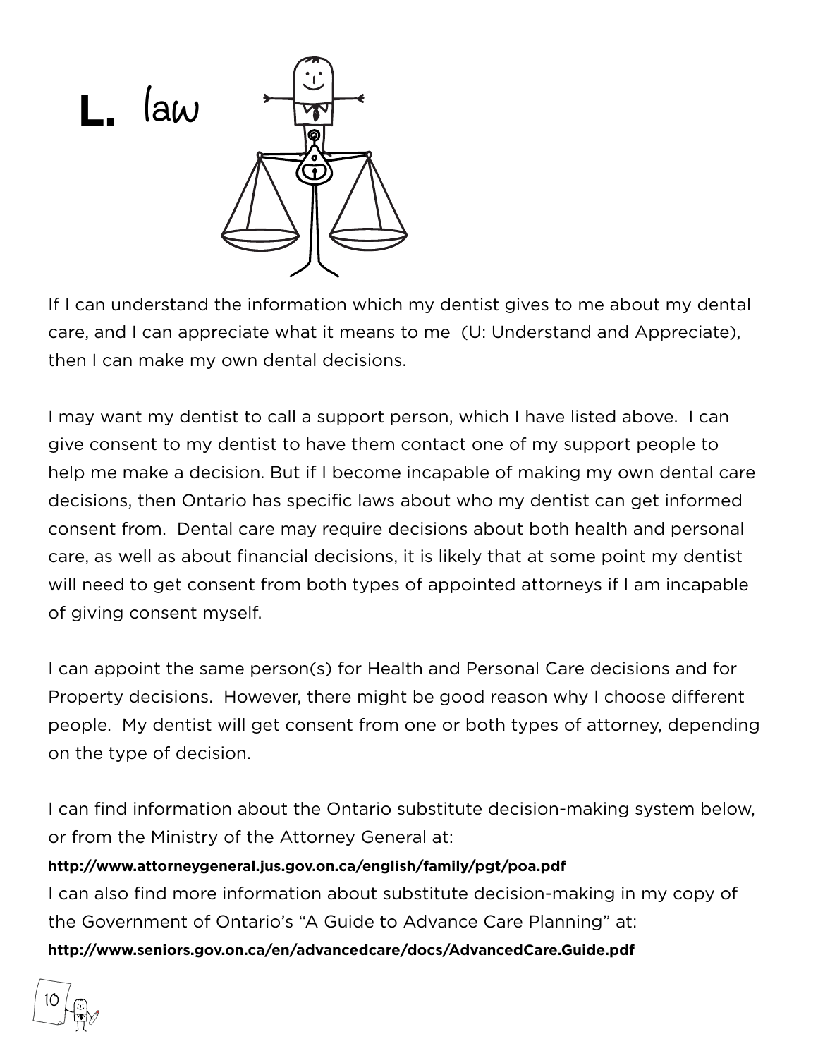# L. law

If I can understand the information which my dentist gives to me about my dental care, and I can appreciate what it means to me (U: Understand and Appreciate), then I can make my own dental decisions.

I may want my dentist to call a support person, which I have listed above. I can give consent to my dentist to have them contact one of my support people to help me make a decision. But if I become incapable of making my own dental care decisions, then Ontario has specific laws about who my dentist can get informed consent from. Dental care may require decisions about both health and personal care, as well as about financial decisions, it is likely that at some point my dentist will need to get consent from both types of appointed attorneys if I am incapable of giving consent myself.

I can appoint the same person(s) for Health and Personal Care decisions and for Property decisions. However, there might be good reason why I choose different people. My dentist will get consent from one or both types of attorney, depending on the type of decision.

I can find information about the Ontario substitute decision-making system below, or from the Ministry of the Attorney General at:

**http://www.attorneygeneral.jus.gov.on.ca/english/family/pgt/poa.pdf**

I can also find more information about substitute decision-making in my copy of the Government of Ontario's "A Guide to Advance Care Planning" at:

**http://www.seniors.gov.on.ca/en/advancedcare/docs/AdvancedCare.Guide.pdf**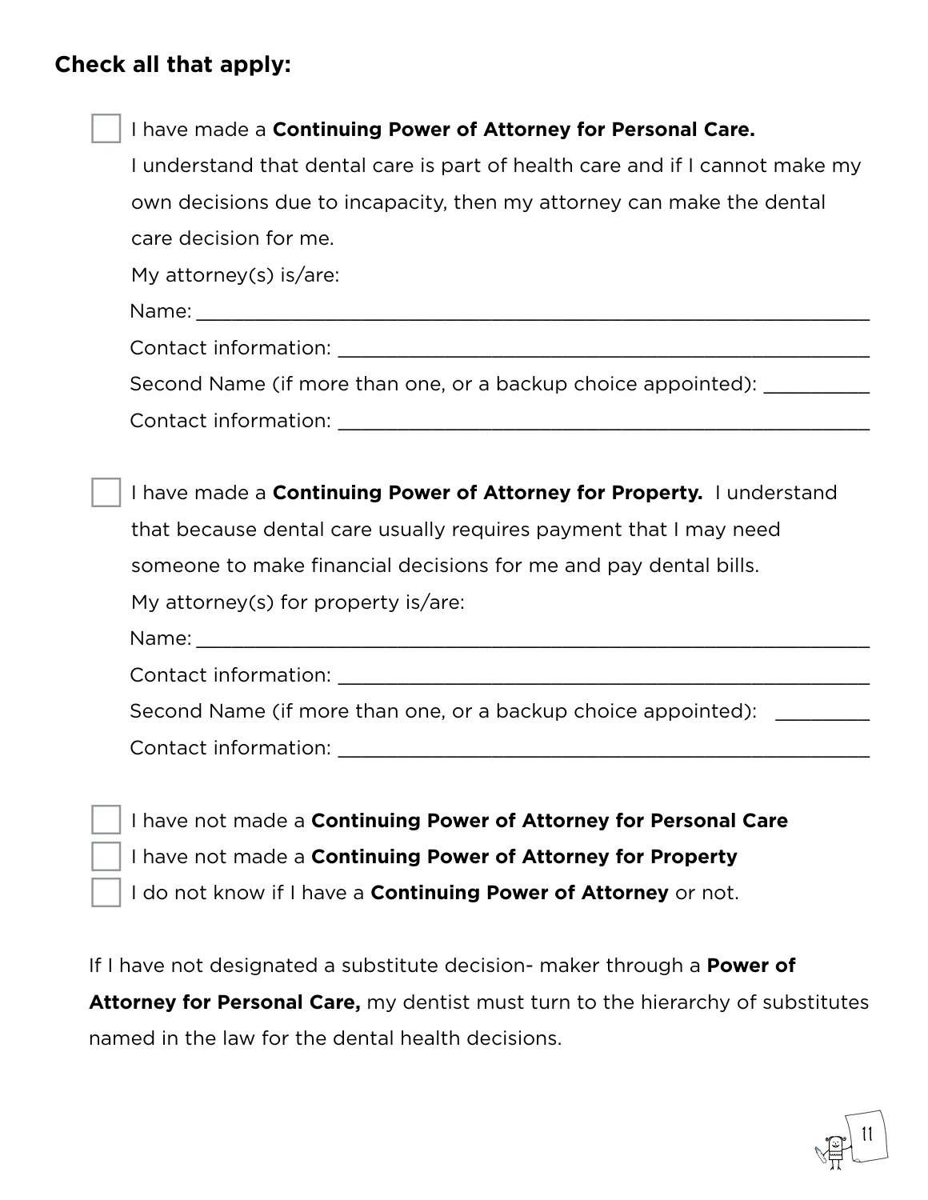**Check all that apply:**

- [ ] I have made a **Continuing Power of Attorney for Personal Care.**
  I understand that dental care is part of health care and if I cannot make my own decisions due to incapacity, then my attorney can make the dental care decision for me.
  My attorney(s) is/are:
  Name: ____________________________________________________________
  Contact information: ______________________________________________
  Second Name (if more than one, or a backup choice appointed): __________
  Contact information: ______________________________________________

- [ ] I have made a **Continuing Power of Attorney for Property.** I understand that because dental care usually requires payment that I may need someone to make financial decisions for me and pay dental bills.
  My attorney(s) for property is/are:
  Name: ____________________________________________________________
  Contact information: ______________________________________________
  Second Name (if more than one, or a backup choice appointed): _________
  Contact information: ______________________________________________

- [ ] I have not made a **Continuing Power of Attorney for Personal Care**
- [ ] I have not made a **Continuing Power of Attorney for Property**
- [ ] I do not know if I have a **Continuing Power of Attorney** or not.

If I have not designated a substitute decision- maker through a **Power of Attorney for Personal Care,** my dentist must turn to the hierarchy of substitutes named in the law for the dental health decisions.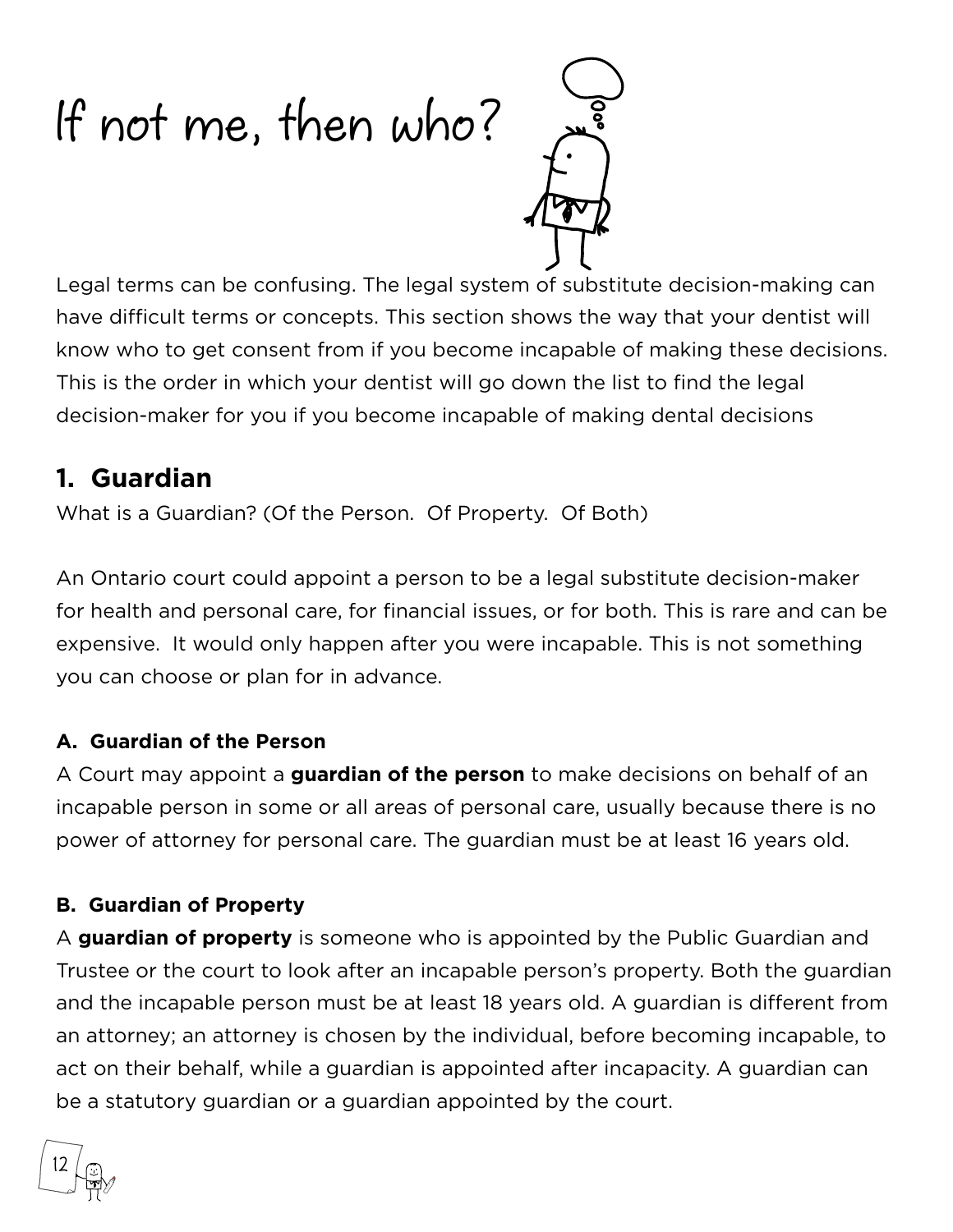# If not me, then who?

Legal terms can be confusing. The legal system of substitute decision-making can have difficult terms or concepts. This section shows the way that your dentist will know who to get consent from if you become incapable of making these decisions. This is the order in which your dentist will go down the list to find the legal decision-maker for you if you become incapable of making dental decisions

## 1. Guardian

What is a Guardian? (Of the Person. Of Property. Of Both)

An Ontario court could appoint a person to be a legal substitute decision-maker for health and personal care, for financial issues, or for both. This is rare and can be expensive. It would only happen after you were incapable. This is not something you can choose or plan for in advance.

### A. Guardian of the Person

A Court may appoint a **guardian of the person** to make decisions on behalf of an incapable person in some or all areas of personal care, usually because there is no power of attorney for personal care. The guardian must be at least 16 years old.

### B. Guardian of Property

A **guardian of property** is someone who is appointed by the Public Guardian and Trustee or the court to look after an incapable person's property. Both the guardian and the incapable person must be at least 18 years old. A guardian is different from an attorney; an attorney is chosen by the individual, before becoming incapable, to act on their behalf, while a guardian is appointed after incapacity. A guardian can be a statutory guardian or a guardian appointed by the court.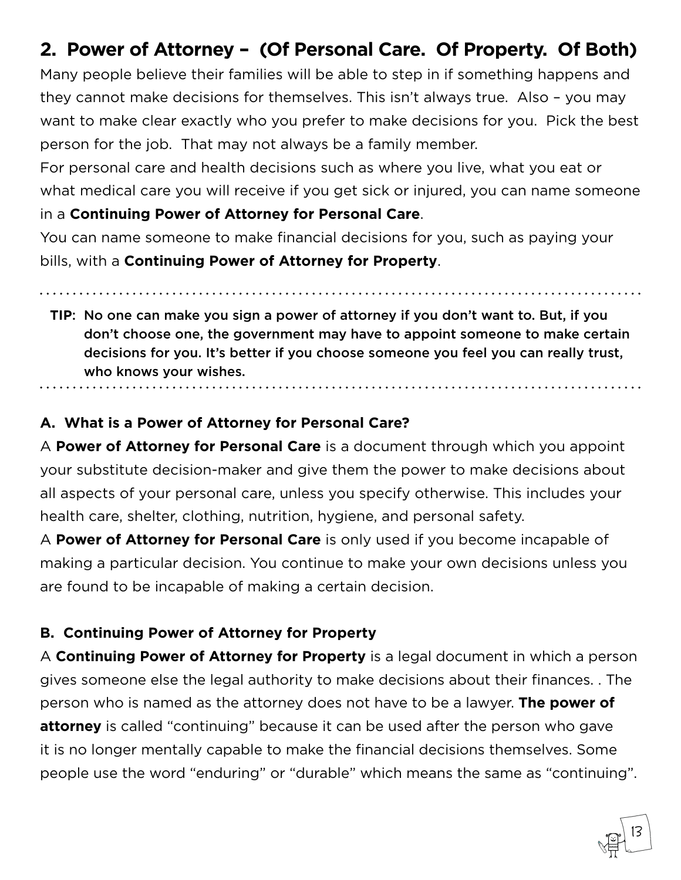## 2. Power of Attorney – (Of Personal Care. Of Property. Of Both)

Many people believe their families will be able to step in if something happens and they cannot make decisions for themselves. This isn't always true. Also – you may want to make clear exactly who you prefer to make decisions for you. Pick the best person for the job. That may not always be a family member.

For personal care and health decisions such as where you live, what you eat or what medical care you will receive if you get sick or injured, you can name someone in a **Continuing Power of Attorney for Personal Care**.

You can name someone to make financial decisions for you, such as paying your bills, with a **Continuing Power of Attorney for Property**.

---

**TIP: No one can make you sign a power of attorney if you don't want to. But, if you don't choose one, the government may have to appoint someone to make certain decisions for you. It's better if you choose someone you feel you can really trust, who knows your wishes.**

---

### A. What is a Power of Attorney for Personal Care?

A **Power of Attorney for Personal Care** is a document through which you appoint your substitute decision-maker and give them the power to make decisions about all aspects of your personal care, unless you specify otherwise. This includes your health care, shelter, clothing, nutrition, hygiene, and personal safety.

A **Power of Attorney for Personal Care** is only used if you become incapable of making a particular decision. You continue to make your own decisions unless you are found to be incapable of making a certain decision.

### B. Continuing Power of Attorney for Property

A **Continuing Power of Attorney for Property** is a legal document in which a person gives someone else the legal authority to make decisions about their finances. . The person who is named as the attorney does not have to be a lawyer. **The power of attorney** is called "continuing" because it can be used after the person who gave it is no longer mentally capable to make the financial decisions themselves. Some people use the word "enduring" or "durable" which means the same as "continuing".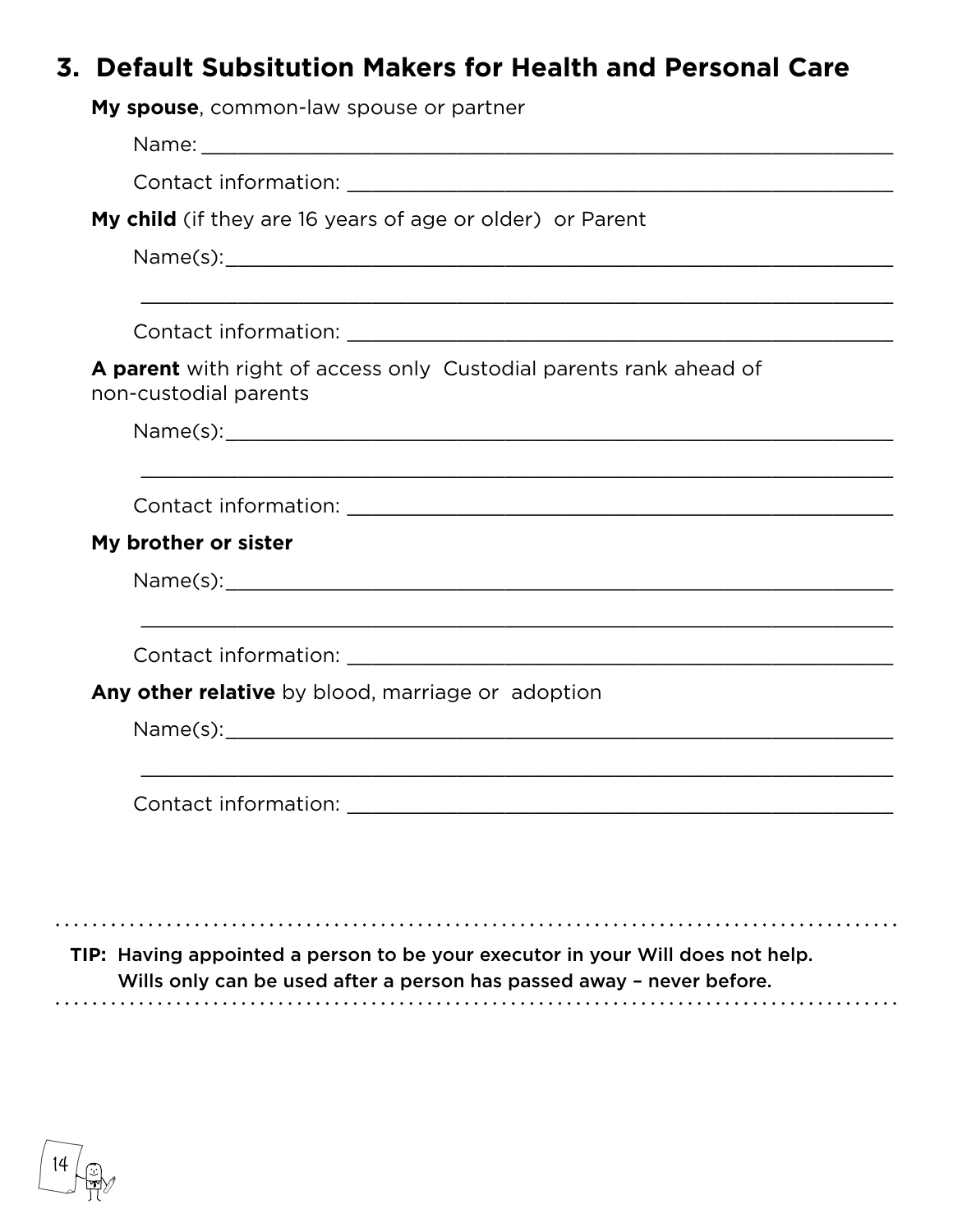## 3. Default Subsitution Makers for Health and Personal Care

**My spouse**, common-law spouse or partner

Name: ___________________________________________________________

Contact information: ______________________________________________

**My child** (if they are 16 years of age or older)  or Parent

Name(s):__________________________________________________________

__________________________________________________________________

Contact information: ______________________________________________

**A parent** with right of access only  Custodial parents rank ahead of non-custodial parents

Name(s):__________________________________________________________

__________________________________________________________________

Contact information: ______________________________________________

**My brother or sister**

Name(s):__________________________________________________________

__________________________________________________________________

Contact information: ______________________________________________

**Any other relative** by blood, marriage or  adoption

Name(s):__________________________________________________________

__________________________________________________________________

Contact information: ______________________________________________

**TIP: Having appointed a person to be your executor in your Will does not help. Wills only can be used after a person has passed away – never before.**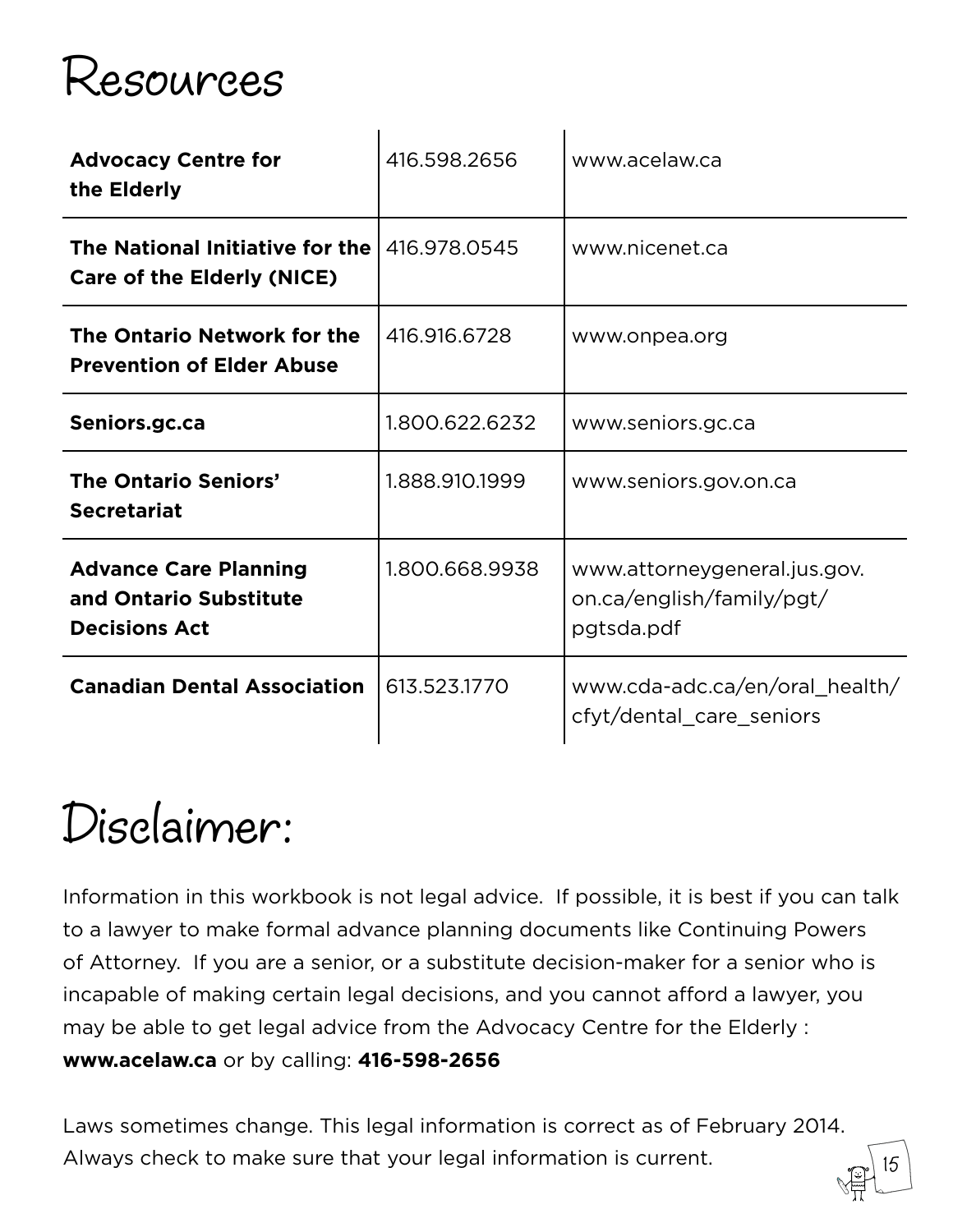# Resources

| | | |
|---|---|---|
| **Advocacy Centre for the Elderly** | 416.598.2656 | www.acelaw.ca |
| **The National Initiative for the Care of the Elderly (NICE)** | 416.978.0545 | www.nicenet.ca |
| **The Ontario Network for the Prevention of Elder Abuse** | 416.916.6728 | www.onpea.org |
| **Seniors.gc.ca** | 1.800.622.6232 | www.seniors.gc.ca |
| **The Ontario Seniors' Secretariat** | 1.888.910.1999 | www.seniors.gov.on.ca |
| **Advance Care Planning and Ontario Substitute Decisions Act** | 1.800.668.9938 | www.attorneygeneral.jus.gov.on.ca/english/family/pgt/pgtsda.pdf |
| **Canadian Dental Association** | 613.523.1770 | www.cda-adc.ca/en/oral_health/cfyt/dental_care_seniors |

# Disclaimer:

Information in this workbook is not legal advice. If possible, it is best if you can talk to a lawyer to make formal advance planning documents like Continuing Powers of Attorney. If you are a senior, or a substitute decision-maker for a senior who is incapable of making certain legal decisions, and you cannot afford a lawyer, you may be able to get legal advice from the Advocacy Centre for the Elderly : **www.acelaw.ca** or by calling: **416-598-2656**

Laws sometimes change. This legal information is correct as of February 2014. Always check to make sure that your legal information is current.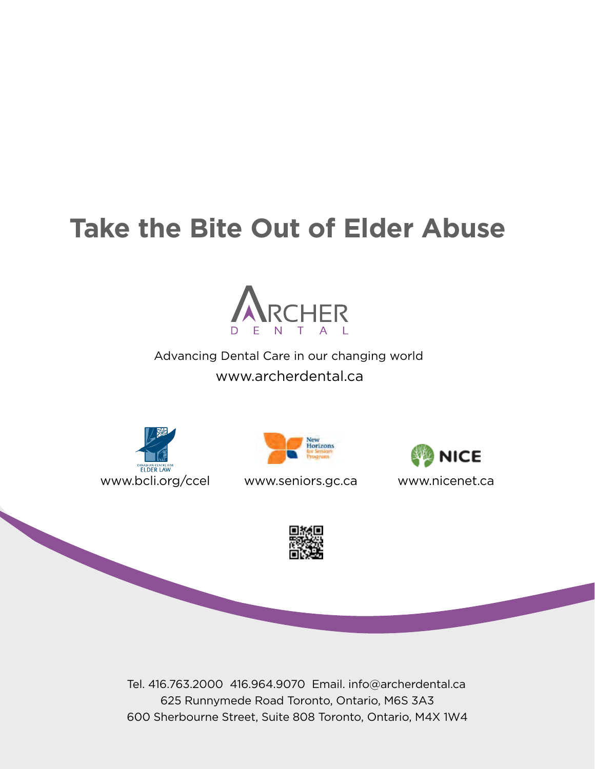# Take the Bite Out of Elder Abuse

ARCHER DENTAL

Advancing Dental Care in our changing world

www.archerdental.ca

CANADIAN CENTRE FOR ELDER LAW

www.bcli.org/ccel

New Horizons for Seniors Program

www.seniors.gc.ca

NICE

www.nicenet.ca

Tel. 416.763.2000 416.964.9070 Email. info@archerdental.ca

625 Runnymede Road Toronto, Ontario, M6S 3A3

600 Sherbourne Street, Suite 808 Toronto, Ontario, M4X 1W4